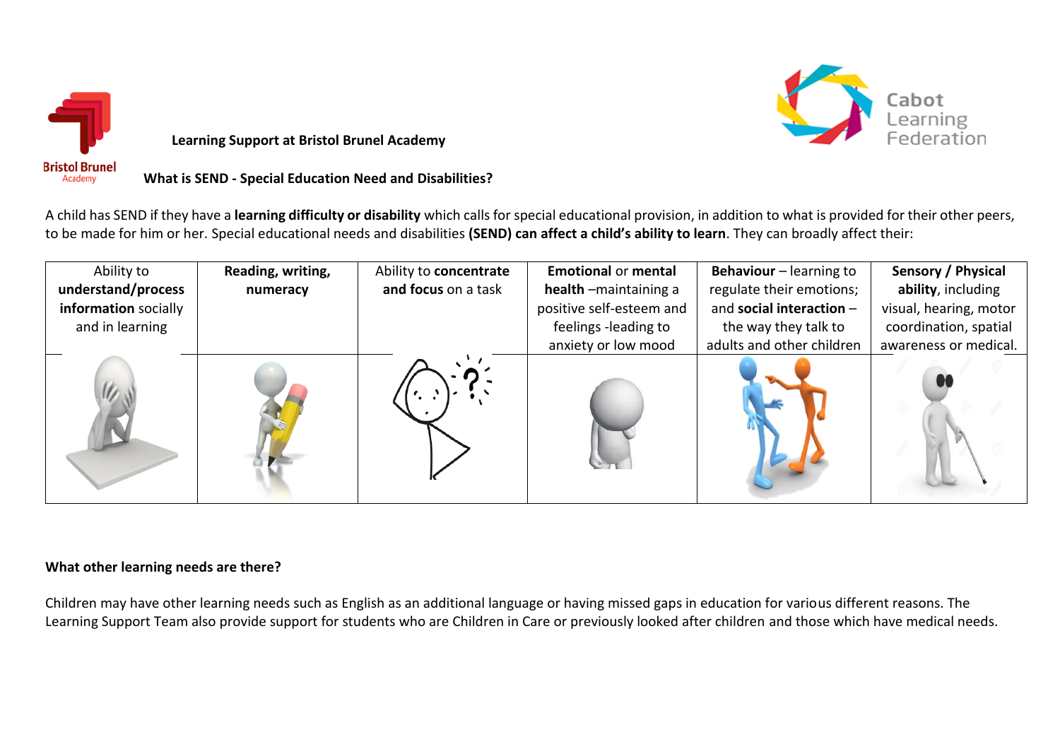**Learning Support at Bristol Brunel Academy**

**What is SEND - Special Education Need and Disabilities?**

A child has SEND if they have a **learning difficulty or disability** which calls for special educational provision, in addition to what is provided for their other peers, to be made for him or her. Special educational needs and disabilities **(SEND) can affect a child's ability to learn**. They can broadly affect their:

| Ability to **understand/process information** socially and in learning | **Reading, writing, numeracy** | Ability to **concentrate and focus** on a task | **Emotional** or **mental health** –maintaining a positive self-esteem and feelings -leading to anxiety or low mood | **Behaviour** – learning to regulate their emotions; and **social interaction** – the way they talk to adults and other children | **Sensory / Physical ability**, including visual, hearing, motor coordination, spatial awareness or medical. |
|---|---|---|---|---|---|
| | | | | | |

**What other learning needs are there?**

Children may have other learning needs such as English as an additional language or having missed gaps in education for various different reasons. The Learning Support Team also provide support for students who are Children in Care or previously looked after children and those which have medical needs.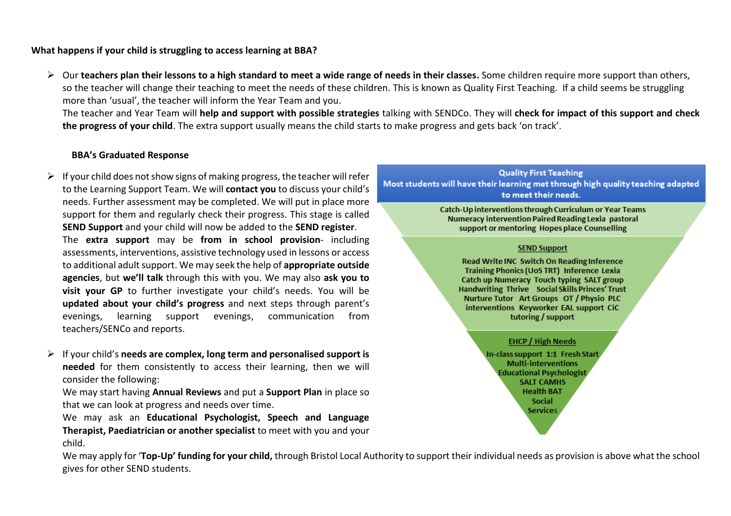**What happens if your child is struggling to access learning at BBA?**

- Our **teachers plan their lessons to a high standard to meet a wide range of needs in their classes.** Some children require more support than others, so the teacher will change their teaching to meet the needs of these children. This is known as Quality First Teaching. If a child seems be struggling more than 'usual', the teacher will inform the Year Team and you.
  The teacher and Year Team will **help and support with possible strategies** talking with SENDCo. They will **check for impact of this support and check the progress of your child**. The extra support usually means the child starts to make progress and gets back 'on track'.

**BBA's Graduated Response**

- If your child does not show signs of making progress, the teacher will refer to the Learning Support Team. We will **contact you** to discuss your child's needs. Further assessment may be completed. We will put in place more support for them and regularly check their progress. This stage is called **SEND Support** and your child will now be added to the **SEND register**.
  The **extra support** may be **from in school provision**- including assessments, interventions, assistive technology used in lessons or access to additional adult support. We may seek the help of **appropriate outside agencies**, but **we'll talk** through this with you. We may also **ask you to visit your GP** to further investigate your child's needs. You will be **updated about your child's progress** and next steps through parent's evenings, learning support evenings, communication from teachers/SENCo and reports.

- If your child's **needs are complex, long term and personalised support is needed** for them consistently to access their learning, then we will consider the following:
  We may start having **Annual Reviews** and put a **Support Plan** in place so that we can look at progress and needs over time.
  We may ask an **Educational Psychologist, Speech and Language Therapist, Paediatrician or another specialist** to meet with you and your child.
  We may apply for '**Top-Up' funding for your child,** through Bristol Local Authority to support their individual needs as provision is above what the school gives for other SEND students.

**Quality First Teaching**
**Most students will have their learning met through high quality teaching adapted to meet their needs.**

Catch-Up interventions through Curriculum or Year Teams Numeracy intervention Paired Reading Lexia pastoral support or mentoring Hopes place Counselling

**SEND Support**

Read Write INC Switch On Reading Inference Training Phonics (UoS TRT) Inference Lexia Catch up Numeracy Touch typing SALT group Handwriting Thrive Social Skills Princes' Trust Nurture Tutor Art Groups OT / Physio PLC interventions Keyworker EAL support CiC tutoring / support

**EHCP / High Needs**

In-class support 1:1 Fresh Start Multi-interventions Educational Psychologist SALT CAMHS Health BAT Social Services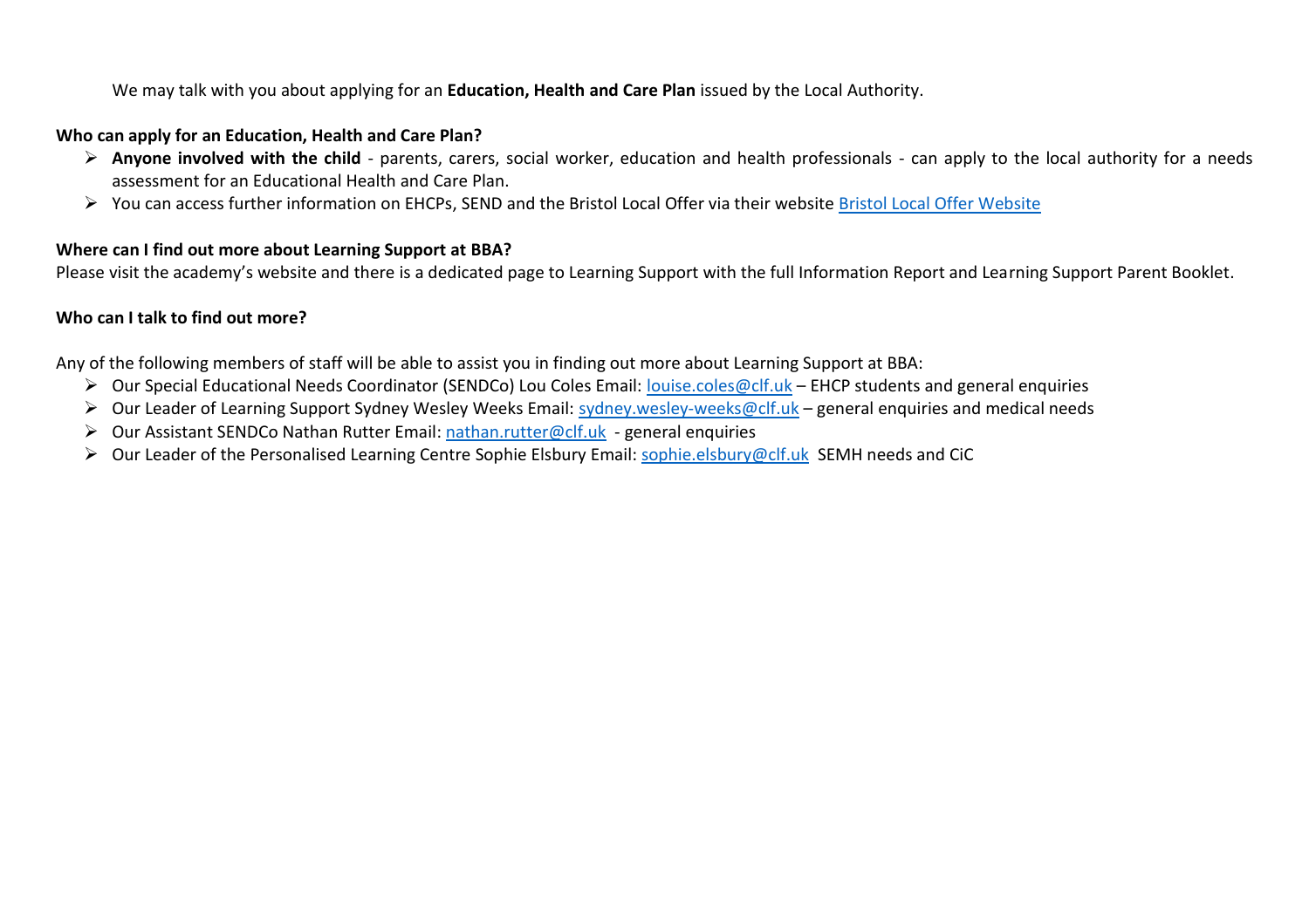We may talk with you about applying for an **Education, Health and Care Plan** issued by the Local Authority.

**Who can apply for an Education, Health and Care Plan?**

- **Anyone involved with the child** - parents, carers, social worker, education and health professionals - can apply to the local authority for a needs assessment for an Educational Health and Care Plan.
- You can access further information on EHCPs, SEND and the Bristol Local Offer via their website Bristol Local Offer Website

**Where can I find out more about Learning Support at BBA?**

Please visit the academy's website and there is a dedicated page to Learning Support with the full Information Report and Learning Support Parent Booklet.

**Who can I talk to find out more?**

Any of the following members of staff will be able to assist you in finding out more about Learning Support at BBA:

- Our Special Educational Needs Coordinator (SENDCo) Lou Coles Email: louise.coles@clf.uk – EHCP students and general enquiries
- Our Leader of Learning Support Sydney Wesley Weeks Email: sydney.wesley-weeks@clf.uk – general enquiries and medical needs
- Our Assistant SENDCo Nathan Rutter Email: nathan.rutter@clf.uk - general enquiries
- Our Leader of the Personalised Learning Centre Sophie Elsbury Email: sophie.elsbury@clf.uk SEMH needs and CiC